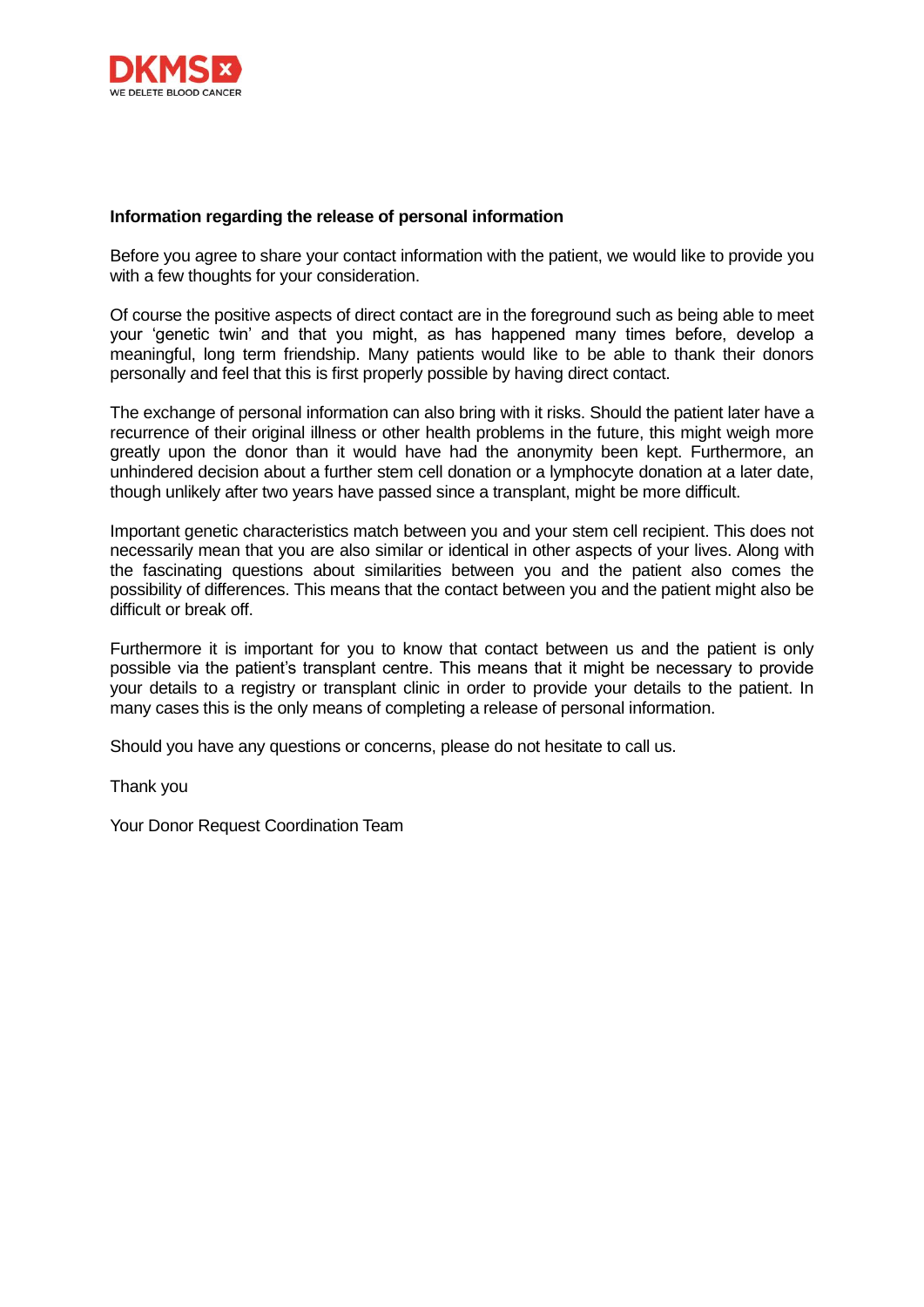**Information regarding the release of personal information**

Before you agree to share your contact information with the patient, we would like to provide you with a few thoughts for your consideration.

Of course the positive aspects of direct contact are in the foreground such as being able to meet your 'genetic twin' and that you might, as has happened many times before, develop a meaningful, long term friendship. Many patients would like to be able to thank their donors personally and feel that this is first properly possible by having direct contact.

The exchange of personal information can also bring with it risks. Should the patient later have a recurrence of their original illness or other health problems in the future, this might weigh more greatly upon the donor than it would have had the anonymity been kept. Furthermore, an unhindered decision about a further stem cell donation or a lymphocyte donation at a later date, though unlikely after two years have passed since a transplant, might be more difficult.

Important genetic characteristics match between you and your stem cell recipient. This does not necessarily mean that you are also similar or identical in other aspects of your lives. Along with the fascinating questions about similarities between you and the patient also comes the possibility of differences. This means that the contact between you and the patient might also be difficult or break off.

Furthermore it is important for you to know that contact between us and the patient is only possible via the patient's transplant centre. This means that it might be necessary to provide your details to a registry or transplant clinic in order to provide your details to the patient. In many cases this is the only means of completing a release of personal information.

Should you have any questions or concerns, please do not hesitate to call us.

Thank you

Your Donor Request Coordination Team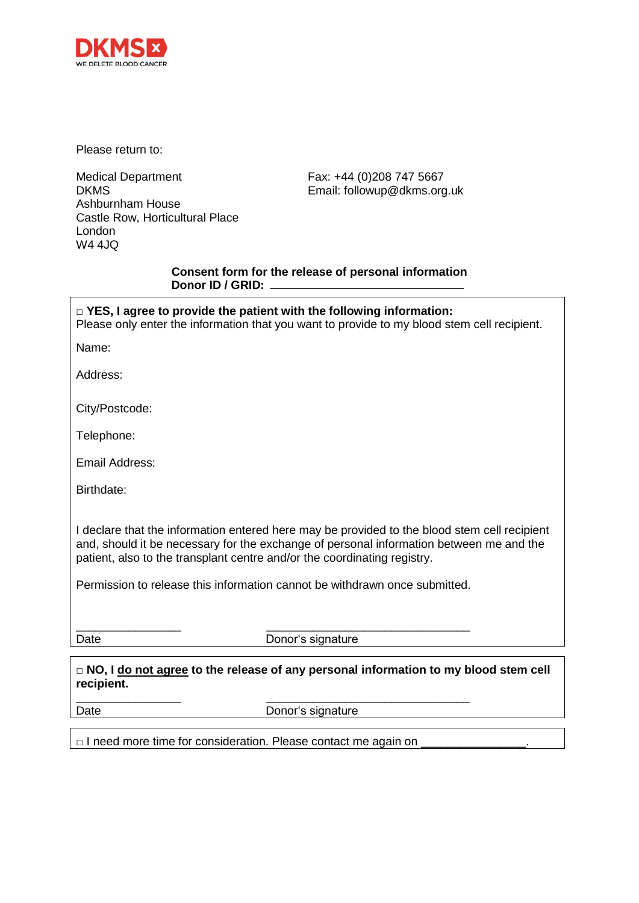DKMS
WE DELETE BLOOD CANCER

Please return to:

Medical Department
DKMS
Ashburnham House
Castle Row, Horticultural Place
London
W4 4JQ

Fax: +44 (0)208 747 5667
Email: followup@dkms.org.uk

**Consent form for the release of personal information**
**Donor ID / GRID:** ______________________________

□ **YES, I agree to provide the patient with the following information:**
Please only enter the information that you want to provide to my blood stem cell recipient.

Name:

Address:

City/Postcode:

Telephone:

Email Address:

Birthdate:

I declare that the information entered here may be provided to the blood stem cell recipient and, should it be necessary for the exchange of personal information between me and the patient, also to the transplant centre and/or the coordinating registry.

Permission to release this information cannot be withdrawn once submitted.

________________ ________________________________
Date Donor's signature

□ **NO, I do not agree to the release of any personal information to my blood stem cell recipient.**

________________ ________________________________
Date Donor's signature

□ I need more time for consideration. Please contact me again on ________________.